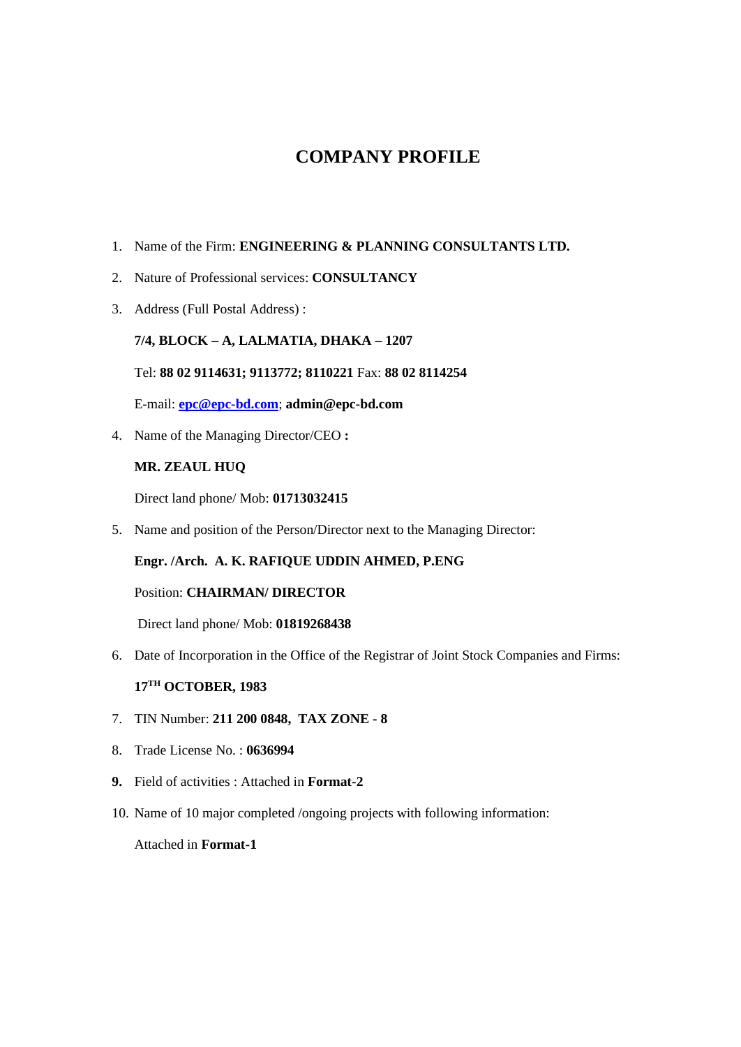# COMPANY PROFILE

1. Name of the Firm: **ENGINEERING & PLANNING CONSULTANTS LTD.**

2. Nature of Professional services: **CONSULTANCY**

3. Address (Full Postal Address) :

   **7/4, BLOCK – A, LALMATIA, DHAKA – 1207**

   Tel: **88 02 9114631; 9113772; 8110221** Fax: **88 02 8114254**

   E-mail: **epc@epc-bd.com**; **admin@epc-bd.com**

4. Name of the Managing Director/CEO **:**

   **MR. ZEAUL HUQ**

   Direct land phone/ Mob: **01713032415**

5. Name and position of the Person/Director next to the Managing Director:

   **Engr. /Arch. A. K. RAFIQUE UDDIN AHMED, P.ENG**

   Position: **CHAIRMAN/ DIRECTOR**

   Direct land phone/ Mob: **01819268438**

6. Date of Incorporation in the Office of the Registrar of Joint Stock Companies and Firms:

   **17TH OCTOBER, 1983**

7. TIN Number: **211 200 0848, TAX ZONE - 8**

8. Trade License No. : **0636994**

9. Field of activities : Attached in **Format-2**

10. Name of 10 major completed /ongoing projects with following information:

    Attached in **Format-1**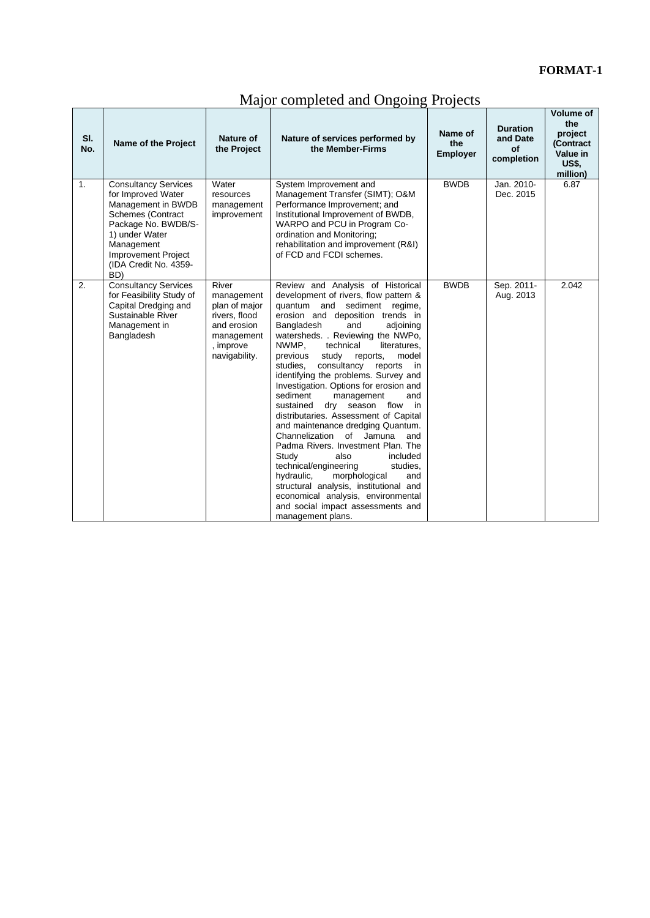**FORMAT-1**

# Major completed and Ongoing Projects

| Sl. No. | Name of the Project | Nature of the Project | Nature of services performed by the Member-Firms | Name of the Employer | Duration and Date of completion | Volume of the project (Contract Value in US$, million) |
|---|---|---|---|---|---|---|
| 1. | Consultancy Services for Improved Water Management in BWDB Schemes (Contract Package No. BWDB/S-1) under Water Management Improvement Project (IDA Credit No. 4359-BD) | Water resources management improvement | System Improvement and Management Transfer (SIMT); O&M Performance Improvement; and Institutional Improvement of BWDB, WARPO and PCU in Program Co-ordination and Monitoring; rehabilitation and improvement (R&I) of FCD and FCDI schemes. | BWDB | Jan. 2010-Dec. 2015 | 6.87 |
| 2. | Consultancy Services for Feasibility Study of Capital Dredging and Sustainable River Management in Bangladesh | River management plan of major rivers, flood and erosion management, improve navigability. | Review and Analysis of Historical development of rivers, flow pattern & quantum and sediment regime, erosion and deposition trends in Bangladesh and adjoining watersheds. . Reviewing the NWPo, NWMP, technical literatures, previous study reports, model studies, consultancy reports in identifying the problems. Survey and Investigation. Options for erosion and sediment management and sustained dry season flow in distributaries. Assessment of Capital and maintenance dredging Quantum. Channelization of Jamuna and Padma Rivers. Investment Plan. The Study also included technical/engineering studies, hydraulic, morphological and structural analysis, institutional and economical analysis, environmental and social impact assessments and management plans. | BWDB | Sep. 2011-Aug. 2013 | 2.042 |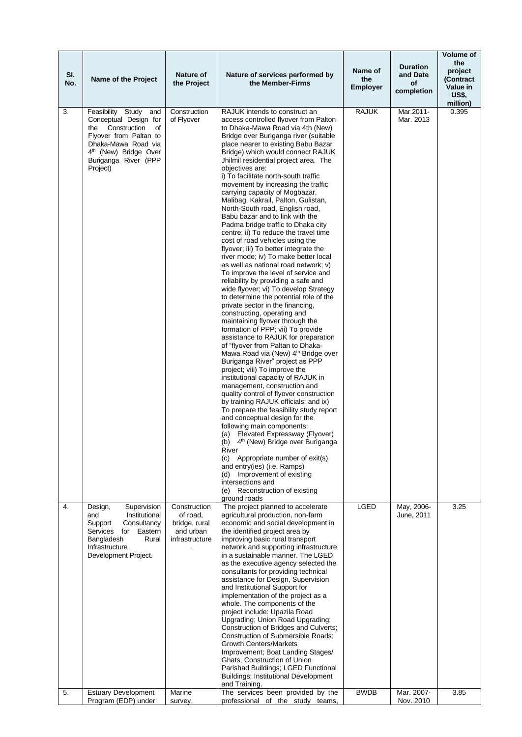| Sl. No. | Name of the Project | Nature of the Project | Nature of services performed by the Member-Firms | Name of the Employer | Duration and Date of completion | Volume of the project (Contract Value in US$, million) |
|---|---|---|---|---|---|---|
| 3. | Feasibility Study and Conceptual Design for the Construction of Flyover from Paltan to Dhaka-Mawa Road via 4th (New) Bridge Over Buriganga River (PPP Project) | Construction of Flyover | RAJUK intends to construct an access controlled flyover from Palton to Dhaka-Mawa Road via 4th (New) Bridge over Buriganga river (suitable place nearer to existing Babu Bazar Bridge) which would connect RAJUK Jhilmil residential project area. The objectives are: i) To facilitate north-south traffic movement by increasing the traffic carrying capacity of Mogbazar, Malibag, Kakrail, Palton, Gulistan, North-South road, English road, Babu bazar and to link with the Padma bridge traffic to Dhaka city centre; ii) To reduce the travel time cost of road vehicles using the flyover; iii) To better integrate the river mode; iv) To make better local as well as national road network; v) To improve the level of service and reliability by providing a safe and wide flyover; vi) To develop Strategy to determine the potential role of the private sector in the financing, constructing, operating and maintaining flyover through the formation of PPP; vii) To provide assistance to RAJUK for preparation of "flyover from Paltan to Dhaka-Mawa Road via (New) 4th Bridge over Buriganga River" project as PPP project; viii) To improve the institutional capacity of RAJUK in management, construction and quality control of flyover construction by training RAJUK officials; and ix) To prepare the feasibility study report and conceptual design for the following main components: (a) Elevated Expressway (Flyover) (b) 4th (New) Bridge over Buriganga River (c) Appropriate number of exit(s) and entry(ies) (i.e. Ramps) (d) Improvement of existing intersections and (e) Reconstruction of existing ground roads | RAJUK | Mar.2011-Mar. 2013 | 0.395 |
| 4. | Design, Supervision and Institutional Support Consultancy Services for Eastern Bangladesh Rural Infrastructure Development Project. | Construction of road, bridge, rural and urban infrastructure. | The project planned to accelerate agricultural production, non-farm economic and social development in the identified project area by improving basic rural transport network and supporting infrastructure in a sustainable manner. The LGED as the executive agency selected the consultants for providing technical assistance for Design, Supervision and Institutional Support for implementation of the project as a whole. The components of the project include: Upazila Road Upgrading; Union Road Upgrading; Construction of Bridges and Culverts; Construction of Submersible Roads; Growth Centers/Markets Improvement; Boat Landing Stages/ Ghats; Construction of Union Parishad Buildings; LGED Functional Buildings; Institutional Development and Training. | LGED | May, 2006-June, 2011 | 3.25 |
| 5. | Estuary Development Program (EDP) under | Marine survey, | The services been provided by the professional of the study teams, | BWDB | Mar. 2007-Nov. 2010 | 3.85 |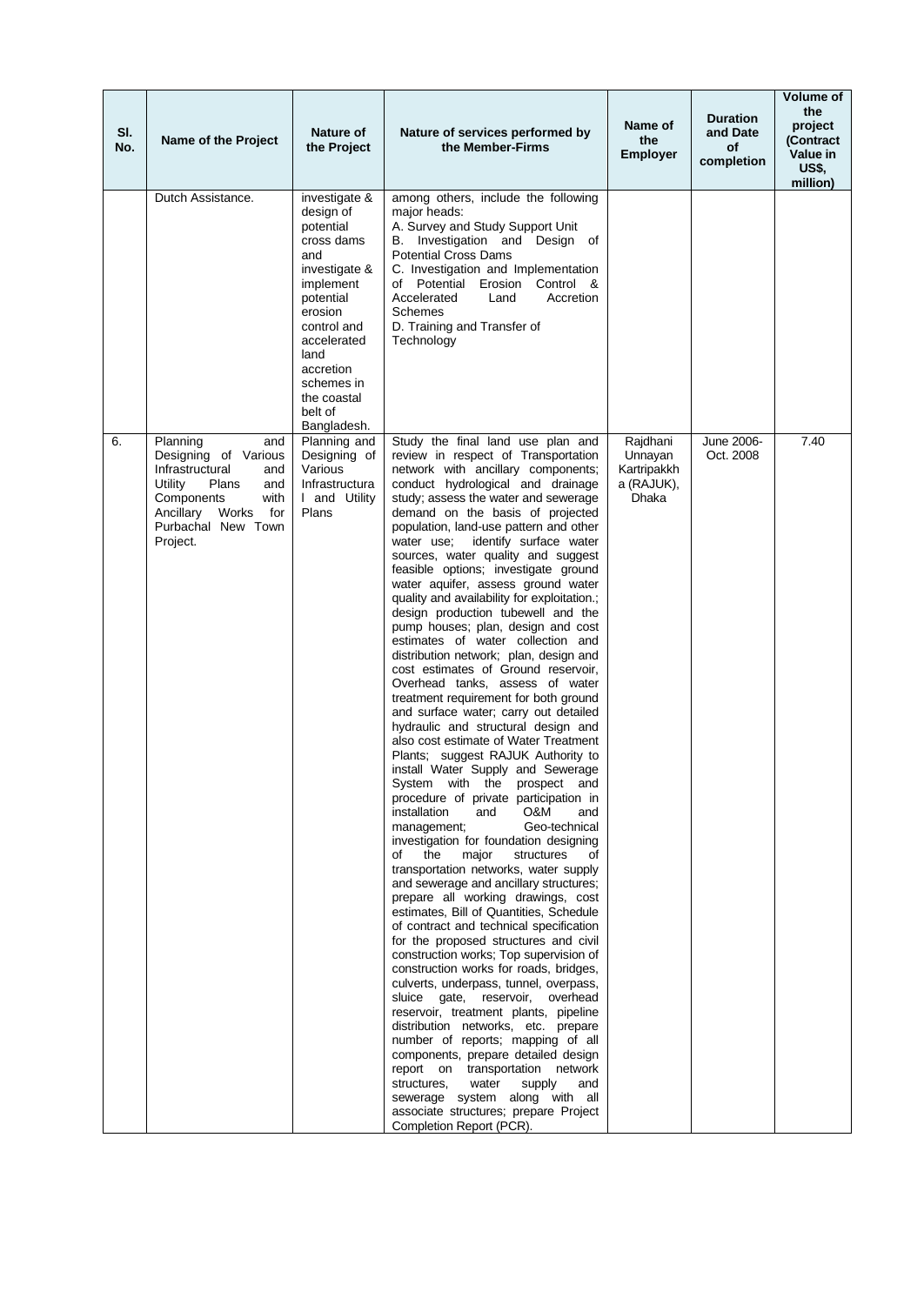| Sl. No. | Name of the Project | Nature of the Project | Nature of services performed by the Member-Firms | Name of the Employer | Duration and Date of completion | Volume of the project (Contract Value in US$, million) |
|---|---|---|---|---|---|---|
| | Dutch Assistance. | investigate & design of potential cross dams and investigate & implement potential erosion control and accelerated land accretion schemes in the coastal belt of Bangladesh. | among others, include the following major heads:<br>A. Survey and Study Support Unit<br>B. Investigation and Design of Potential Cross Dams<br>C. Investigation and Implementation of Potential Erosion Control & Accelerated Land Accretion Schemes<br>D. Training and Transfer of Technology | | | |
| 6. | Planning and Designing of Various Infrastructural and Utility Plans and Components with Ancillary Works for Purbachal New Town Project. | Planning and Designing of Various Infrastructural and Utility Plans | Study the final land use plan and review in respect of Transportation network with ancillary components; conduct hydrological and drainage study; assess the water and sewerage demand on the basis of projected population, land-use pattern and other water use; identify surface water sources, water quality and suggest feasible options; investigate ground water aquifer, assess ground water quality and availability for exploitation.; design production tubewell and the pump houses; plan, design and cost estimates of water collection and distribution network; plan, design and cost estimates of Ground reservoir, Overhead tanks, assess of water treatment requirement for both ground and surface water; carry out detailed hydraulic and structural design and also cost estimate of Water Treatment Plants; suggest RAJUK Authority to install Water Supply and Sewerage System with the prospect and procedure of private participation in installation and O&M and management; Geo-technical investigation for foundation designing of the major structures of transportation networks, water supply and sewerage and ancillary structures; prepare all working drawings, cost estimates, Bill of Quantities, Schedule of contract and technical specification for the proposed structures and civil construction works; Top supervision of construction works for roads, bridges, culverts, underpass, tunnel, overpass, sluice gate, reservoir, overhead reservoir, treatment plants, pipeline distribution networks, etc. prepare number of reports; mapping of all components, prepare detailed design report on transportation network structures, water supply and sewerage system along with all associate structures; prepare Project Completion Report (PCR). | Rajdhani Unnayan Kartripakkha (RAJUK), Dhaka | June 2006- Oct. 2008 | 7.40 |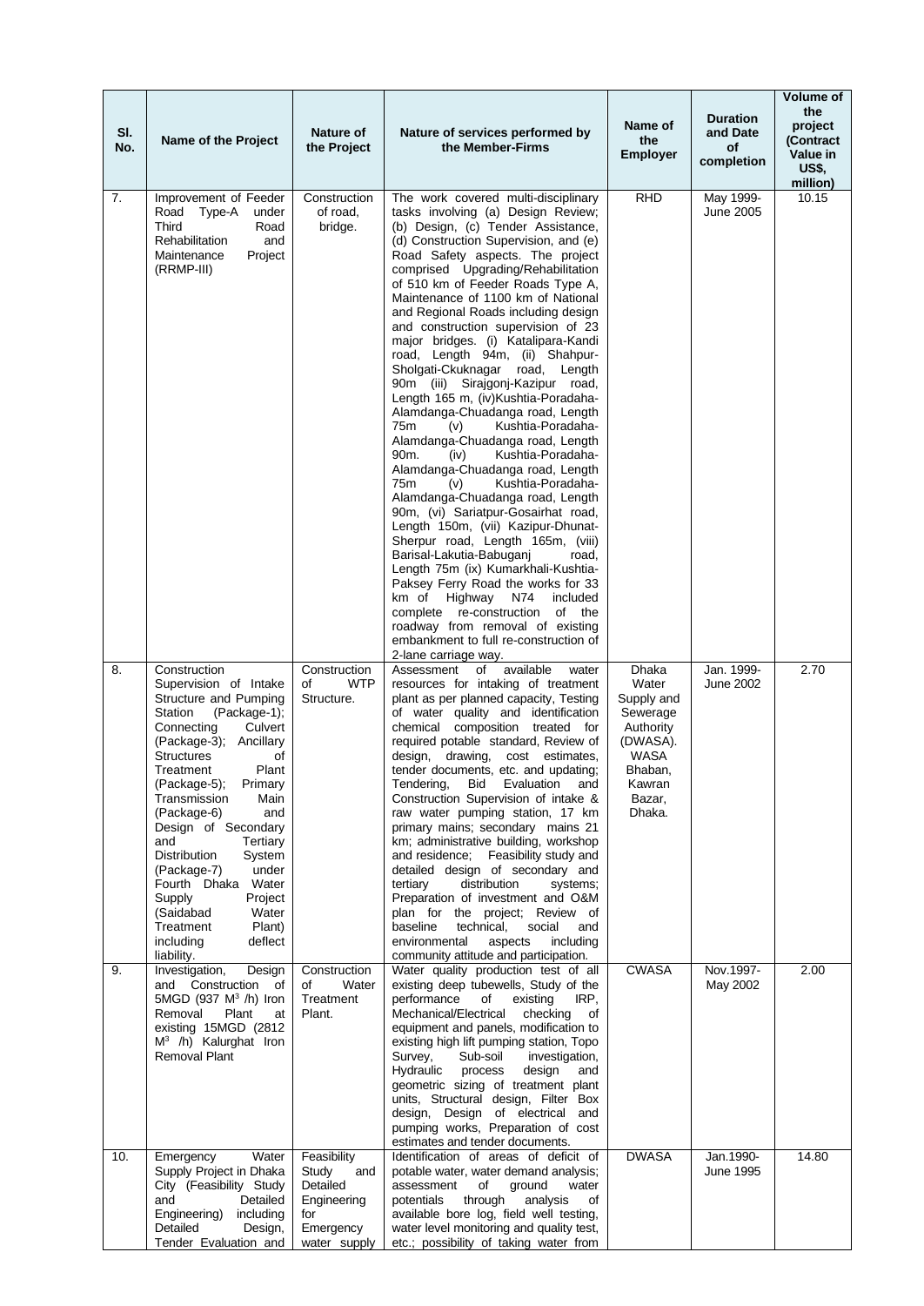| Sl. No. | Name of the Project | Nature of the Project | Nature of services performed by the Member-Firms | Name of the Employer | Duration and Date of completion | Volume of the project (Contract Value in US$, million) |
|---|---|---|---|---|---|---|
| 7. | Improvement of Feeder Road Type-A under Third Road Rehabilitation and Maintenance Project (RRMP-III) | Construction of road, bridge. | The work covered multi-disciplinary tasks involving (a) Design Review; (b) Design, (c) Tender Assistance, (d) Construction Supervision, and (e) Road Safety aspects. The project comprised Upgrading/Rehabilitation of 510 km of Feeder Roads Type A, Maintenance of 1100 km of National and Regional Roads including design and construction supervision of 23 major bridges. (i) Katalipara-Kandi road, Length 94m, (ii) Shahpur-Sholgati-Ckuknagar road, Length 90m (iii) Sirajgonj-Kazipur road, Length 165 m, (iv)Kushtia-Poradaha-Alamdanga-Chuadanga road, Length 75m (v) Kushtia-Poradaha-Alamdanga-Chuadanga road, Length 90m. (iv) Kushtia-Poradaha-Alamdanga-Chuadanga road, Length 75m (v) Kushtia-Poradaha-Alamdanga-Chuadanga road, Length 90m, (vi) Sariatpur-Gosairhat road, Length 150m, (vii) Kazipur-Dhunat-Sherpur road, Length 165m, (viii) Barisal-Lakutia-Babuganj road, Length 75m (ix) Kumarkhali-Kushtia-Paksey Ferry Road the works for 33 km of Highway N74 included complete re-construction of the roadway from removal of existing embankment to full re-construction of 2-lane carriage way. | RHD | May 1999-June 2005 | 10.15 |
| 8. | Construction Supervision of Intake Structure and Pumping Station (Package-1); Connecting Culvert (Package-3); Ancillary Structures of Treatment Plant (Package-5); Primary Transmission Main (Package-6) and Design of Secondary and Tertiary Distribution System (Package-7) under Fourth Dhaka Water Supply Project (Saidabad Water Treatment Plant) including deflect liability. | Construction of WTP Structure. | Assessment of available water resources for intaking of treatment plant as per planned capacity, Testing of water quality and identification chemical composition treated for required potable standard, Review of design, drawing, cost estimates, tender documents, etc. and updating; Tendering, Bid Evaluation and Construction Supervision of intake & raw water pumping station, 17 km primary mains; secondary mains 21 km; administrative building, workshop and residence; Feasibility study and detailed design of secondary and tertiary distribution systems; Preparation of investment and O&M plan for the project; Review of baseline technical, social and environmental aspects including community attitude and participation. | Dhaka Water Supply and Sewerage Authority (DWASA). WASA Bhaban, Kawran Bazar, Dhaka. | Jan. 1999-June 2002 | 2.70 |
| 9. | Investigation, Design and Construction of 5MGD (937 $M^3$ /h) Iron Removal Plant at existing 15MGD (2812 $M^3$ /h) Kalurghat Iron Removal Plant | Construction of Water Treatment Plant. | Water quality production test of all existing deep tubewells, Study of the performance of existing IRP, Mechanical/Electrical checking of equipment and panels, modification to existing high lift pumping station, Topo Survey, Sub-soil investigation, Hydraulic process design and geometric sizing of treatment plant units, Structural design, Filter Box design, Design of electrical and pumping works, Preparation of cost estimates and tender documents. | CWASA | Nov.1997-May 2002 | 2.00 |
| 10. | Emergency Water Supply Project in Dhaka City (Feasibility Study and Detailed Engineering) including Detailed Design, Tender Evaluation and | Feasibility Study and Detailed Engineering for Emergency water supply | Identification of areas of deficit of potable water, water demand analysis; assessment of ground water potentials through analysis of available bore log, field well testing, water level monitoring and quality test, etc.; possibility of taking water from | DWASA | Jan.1990-June 1995 | 14.80 |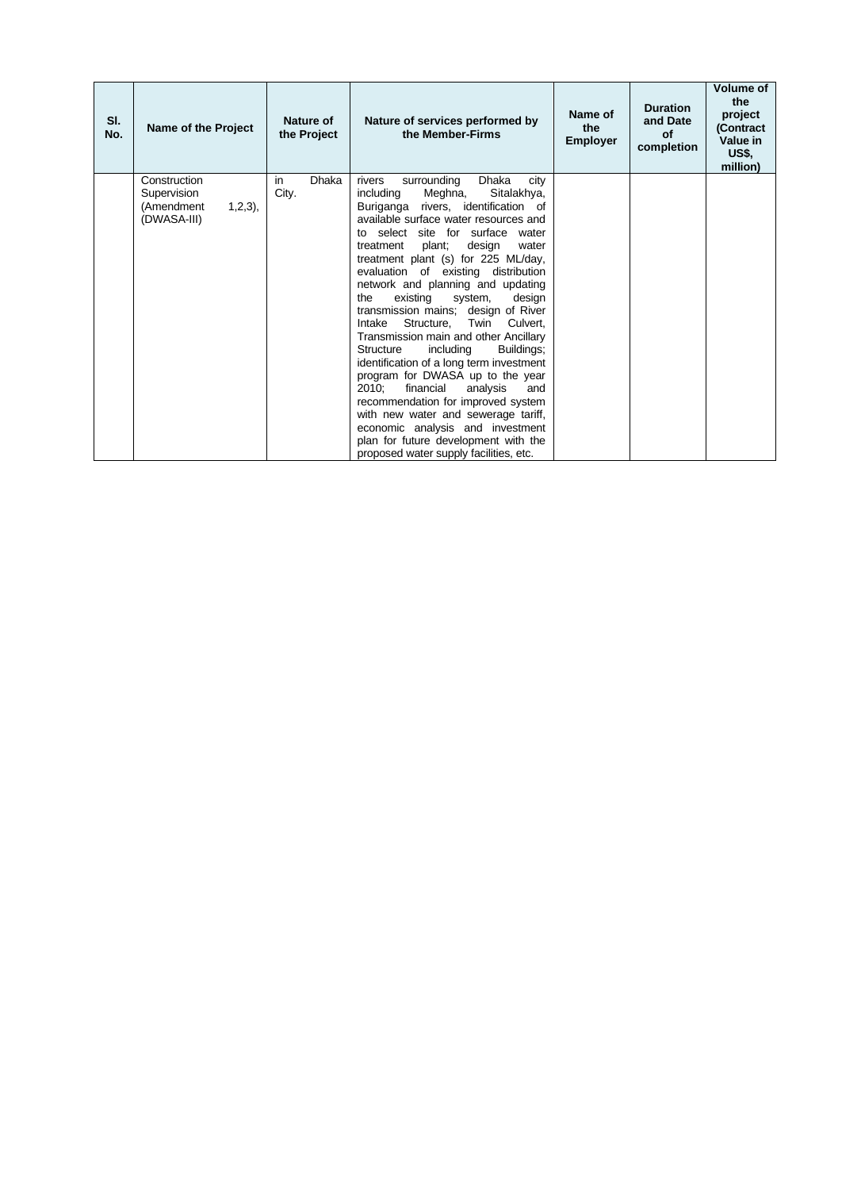| Sl. No. | Name of the Project | Nature of the Project | Nature of services performed by the Member-Firms | Name of the Employer | Duration and Date of completion | Volume of the project (Contract Value in US$, million) |
|---|---|---|---|---|---|---|
| | Construction Supervision (Amendment 1,2,3), (DWASA-III) | in Dhaka City. | rivers surrounding Dhaka city including Meghna, Sitalakhya, Buriganga rivers, identification of available surface water resources and to select site for surface water treatment plant; design water treatment plant (s) for 225 ML/day, evaluation of existing distribution network and planning and updating the existing system, design transmission mains; design of River Intake Structure, Twin Culvert, Transmission main and other Ancillary Structure including Buildings; identification of a long term investment program for DWASA up to the year 2010; financial analysis and recommendation for improved system with new water and sewerage tariff, economic analysis and investment plan for future development with the proposed water supply facilities, etc. | | | |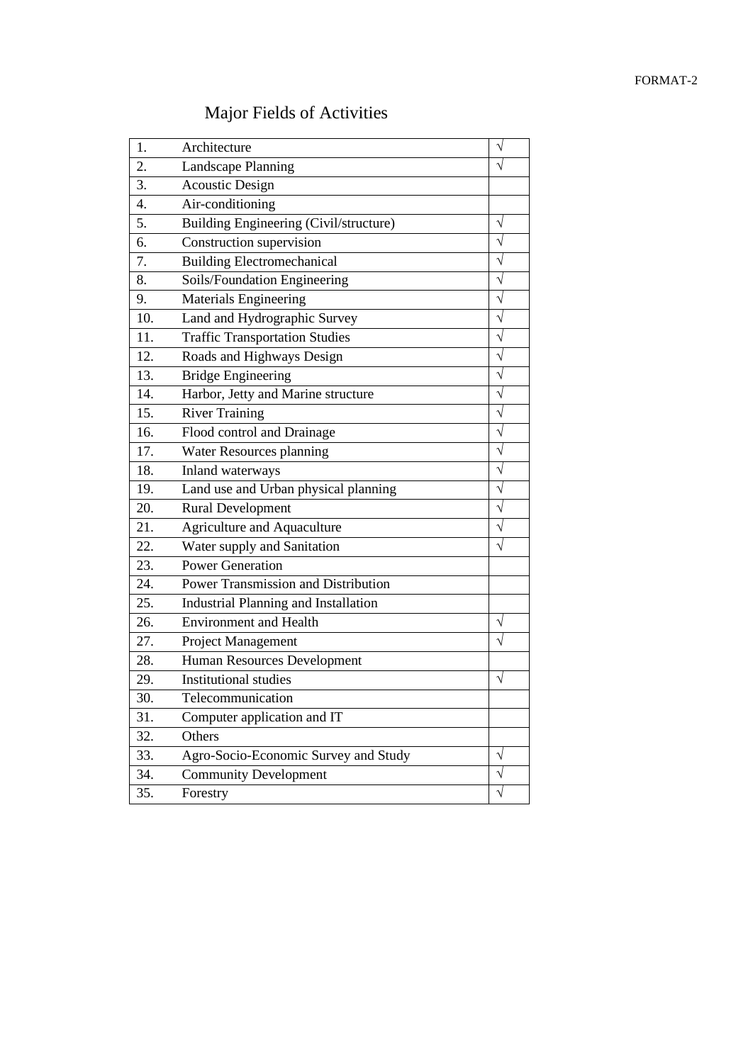FORMAT-2

# Major Fields of Activities

| | | |
|---|---|---|
| 1. | Architecture | √ |
| 2. | Landscape Planning | √ |
| 3. | Acoustic Design | |
| 4. | Air-conditioning | |
| 5. | Building Engineering (Civil/structure) | √ |
| 6. | Construction supervision | √ |
| 7. | Building Electromechanical | √ |
| 8. | Soils/Foundation Engineering | √ |
| 9. | Materials Engineering | √ |
| 10. | Land and Hydrographic Survey | √ |
| 11. | Traffic Transportation Studies | √ |
| 12. | Roads and Highways Design | √ |
| 13. | Bridge Engineering | √ |
| 14. | Harbor, Jetty and Marine structure | √ |
| 15. | River Training | √ |
| 16. | Flood control and Drainage | √ |
| 17. | Water Resources planning | √ |
| 18. | Inland waterways | √ |
| 19. | Land use and Urban physical planning | √ |
| 20. | Rural Development | √ |
| 21. | Agriculture and Aquaculture | √ |
| 22. | Water supply and Sanitation | √ |
| 23. | Power Generation | |
| 24. | Power Transmission and Distribution | |
| 25. | Industrial Planning and Installation | |
| 26. | Environment and Health | √ |
| 27. | Project Management | √ |
| 28. | Human Resources Development | |
| 29. | Institutional studies | √ |
| 30. | Telecommunication | |
| 31. | Computer application and IT | |
| 32. | Others | |
| 33. | Agro-Socio-Economic Survey and Study | √ |
| 34. | Community Development | √ |
| 35. | Forestry | √ |